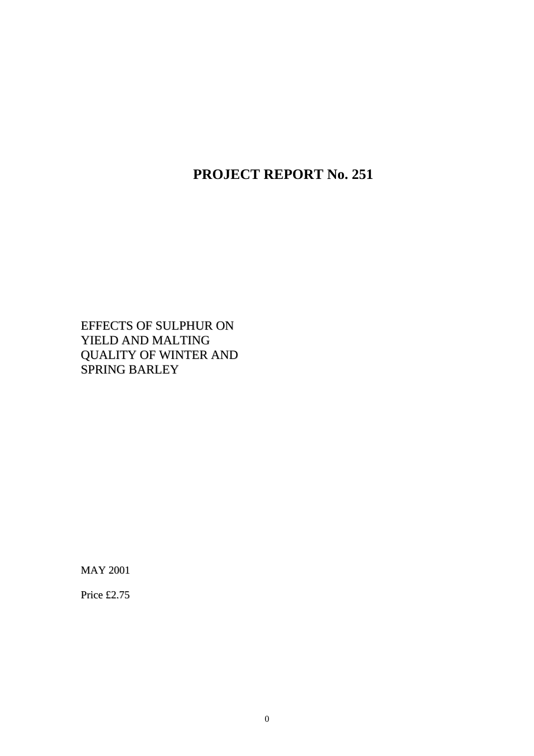# PROJECT REPORT No. 251

EFFECTS OF SULPHUR ON YIELD AND MALTING QUALITY OF WINTER AND SPRING BARLEY

MAY 2001

Price £2.75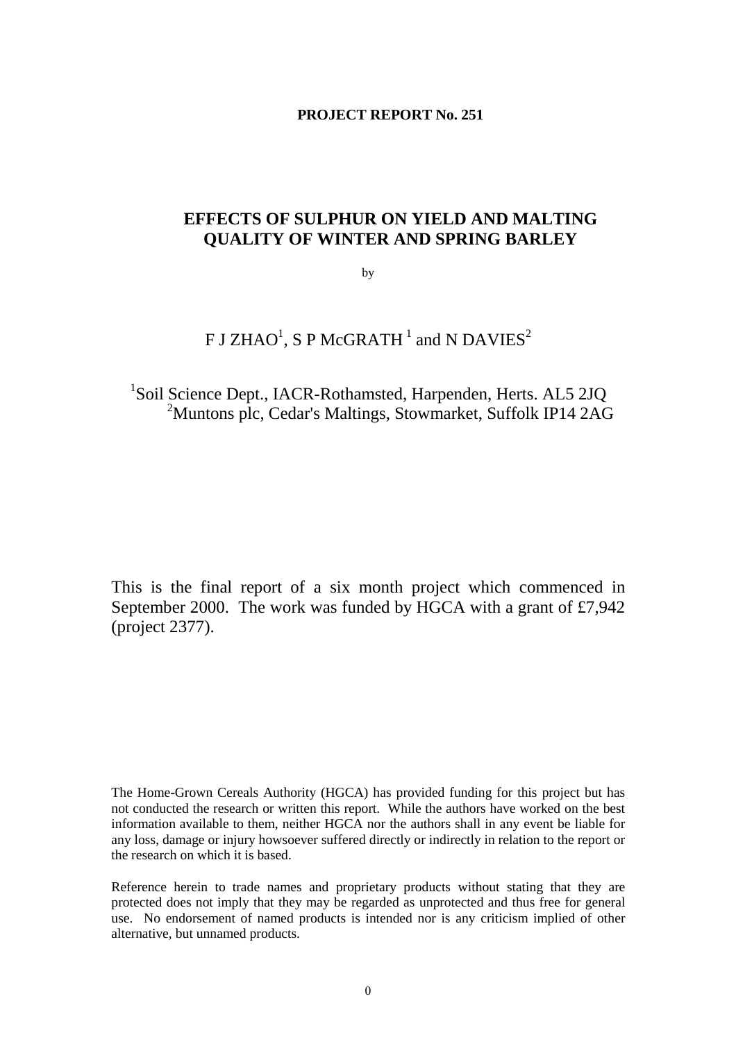**PROJECT REPORT No. 251**

# EFFECTS OF SULPHUR ON YIELD AND MALTING QUALITY OF WINTER AND SPRING BARLEY

by

F J ZHAO[1], S P McGRATH [1] and N DAVIES[2]

[1]Soil Science Dept., IACR-Rothamsted, Harpenden, Herts. AL5 2JQ
[2]Muntons plc, Cedar's Maltings, Stowmarket, Suffolk IP14 2AG

This is the final report of a six month project which commenced in September 2000. The work was funded by HGCA with a grant of £7,942 (project 2377).

The Home-Grown Cereals Authority (HGCA) has provided funding for this project but has not conducted the research or written this report. While the authors have worked on the best information available to them, neither HGCA nor the authors shall in any event be liable for any loss, damage or injury howsoever suffered directly or indirectly in relation to the report or the research on which it is based.

Reference herein to trade names and proprietary products without stating that they are protected does not imply that they may be regarded as unprotected and thus free for general use. No endorsement of named products is intended nor is any criticism implied of other alternative, but unnamed products.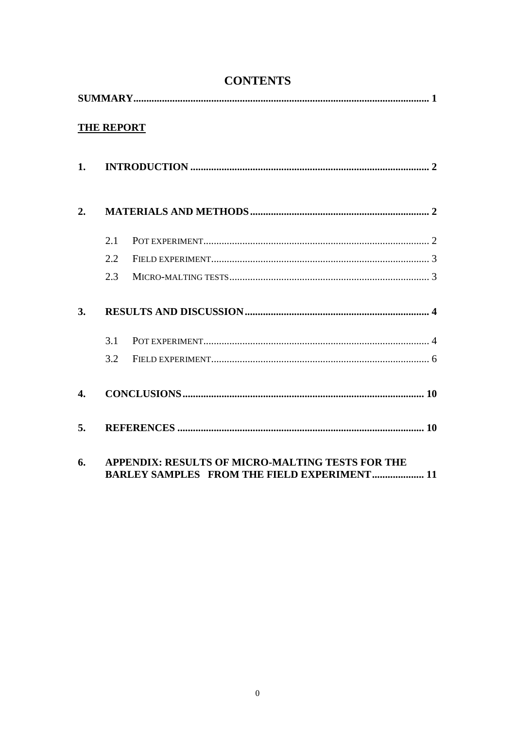# CONTENTS

**SUMMARY** .................................................................................................................. **1**

**THE REPORT**

**1. INTRODUCTION** ........................................................................................... **2**

**2. MATERIALS AND METHODS** .................................................................... **2**

- 2.1 POT EXPERIMENT ...................................................................................... 2
- 2.2 FIELD EXPERIMENT ................................................................................... 3
- 2.3 MICRO-MALTING TESTS ............................................................................. 3

**3. RESULTS AND DISCUSSION** ....................................................................... **4**

- 3.1 POT EXPERIMENT ...................................................................................... 4
- 3.2 FIELD EXPERIMENT ................................................................................... 6

**4. CONCLUSIONS** ............................................................................................ **10**

**5. REFERENCES** .............................................................................................. **10**

**6. APPENDIX: RESULTS OF MICRO-MALTING TESTS FOR THE BARLEY SAMPLES FROM THE FIELD EXPERIMENT** .................... **11**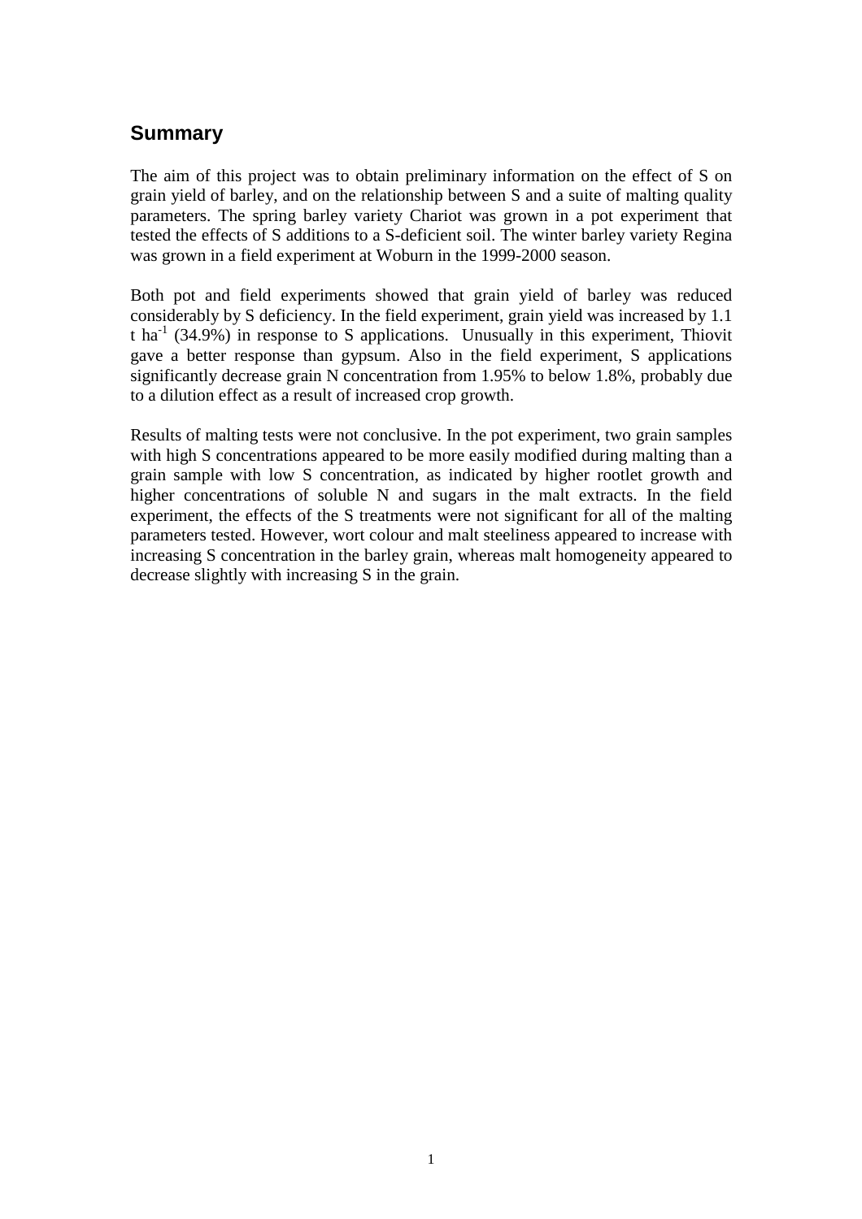## Summary

The aim of this project was to obtain preliminary information on the effect of S on grain yield of barley, and on the relationship between S and a suite of malting quality parameters. The spring barley variety Chariot was grown in a pot experiment that tested the effects of S additions to a S-deficient soil. The winter barley variety Regina was grown in a field experiment at Woburn in the 1999-2000 season.

Both pot and field experiments showed that grain yield of barley was reduced considerably by S deficiency. In the field experiment, grain yield was increased by 1.1 t $ha^{-1}$ (34.9%) in response to S applications. Unusually in this experiment, Thiovit gave a better response than gypsum. Also in the field experiment, S applications significantly decrease grain N concentration from 1.95% to below 1.8%, probably due to a dilution effect as a result of increased crop growth.

Results of malting tests were not conclusive. In the pot experiment, two grain samples with high S concentrations appeared to be more easily modified during malting than a grain sample with low S concentration, as indicated by higher rootlet growth and higher concentrations of soluble N and sugars in the malt extracts. In the field experiment, the effects of the S treatments were not significant for all of the malting parameters tested. However, wort colour and malt steeliness appeared to increase with increasing S concentration in the barley grain, whereas malt homogeneity appeared to decrease slightly with increasing S in the grain.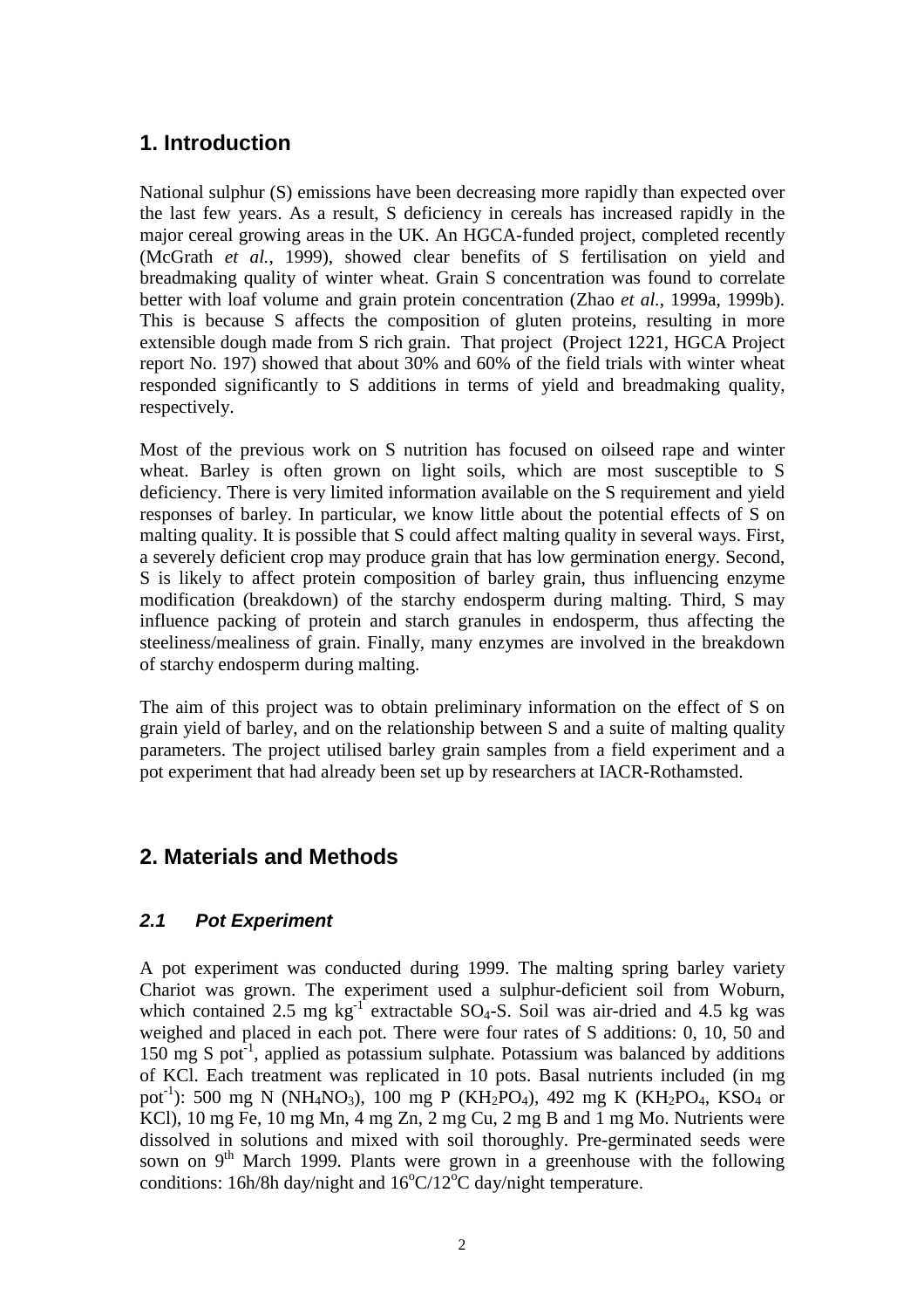## 1. Introduction

National sulphur (S) emissions have been decreasing more rapidly than expected over the last few years. As a result, S deficiency in cereals has increased rapidly in the major cereal growing areas in the UK. An HGCA-funded project, completed recently (McGrath *et al.*, 1999), showed clear benefits of S fertilisation on yield and breadmaking quality of winter wheat. Grain S concentration was found to correlate better with loaf volume and grain protein concentration (Zhao *et al.*, 1999a, 1999b). This is because S affects the composition of gluten proteins, resulting in more extensible dough made from S rich grain. That project (Project 1221, HGCA Project report No. 197) showed that about 30% and 60% of the field trials with winter wheat responded significantly to S additions in terms of yield and breadmaking quality, respectively.

Most of the previous work on S nutrition has focused on oilseed rape and winter wheat. Barley is often grown on light soils, which are most susceptible to S deficiency. There is very limited information available on the S requirement and yield responses of barley. In particular, we know little about the potential effects of S on malting quality. It is possible that S could affect malting quality in several ways. First, a severely deficient crop may produce grain that has low germination energy. Second, S is likely to affect protein composition of barley grain, thus influencing enzyme modification (breakdown) of the starchy endosperm during malting. Third, S may influence packing of protein and starch granules in endosperm, thus affecting the steeliness/mealiness of grain. Finally, many enzymes are involved in the breakdown of starchy endosperm during malting.

The aim of this project was to obtain preliminary information on the effect of S on grain yield of barley, and on the relationship between S and a suite of malting quality parameters. The project utilised barley grain samples from a field experiment and a pot experiment that had already been set up by researchers at IACR-Rothamsted.

## 2. Materials and Methods

### 2.1 Pot Experiment

A pot experiment was conducted during 1999. The malting spring barley variety Chariot was grown. The experiment used a sulphur-deficient soil from Woburn, which contained 2.5 mg $kg^{-1}$ extractable $SO_4$-S. Soil was air-dried and 4.5 kg was weighed and placed in each pot. There were four rates of S additions: 0, 10, 50 and 150 mg S $pot^{-1}$, applied as potassium sulphate. Potassium was balanced by additions of KCl. Each treatment was replicated in 10 pots. Basal nutrients included (in mg $pot^{-1}$): 500 mg N ($NH_4NO_3$), 100 mg P ($KH_2PO_4$), 492 mg K ($KH_2PO_4$, $KSO_4$ or KCl), 10 mg Fe, 10 mg Mn, 4 mg Zn, 2 mg Cu, 2 mg B and 1 mg Mo. Nutrients were dissolved in solutions and mixed with soil thoroughly. Pre-germinated seeds were sown on 9th March 1999. Plants were grown in a greenhouse with the following conditions: 16h/8h day/night and $16^oC/12^oC$ day/night temperature.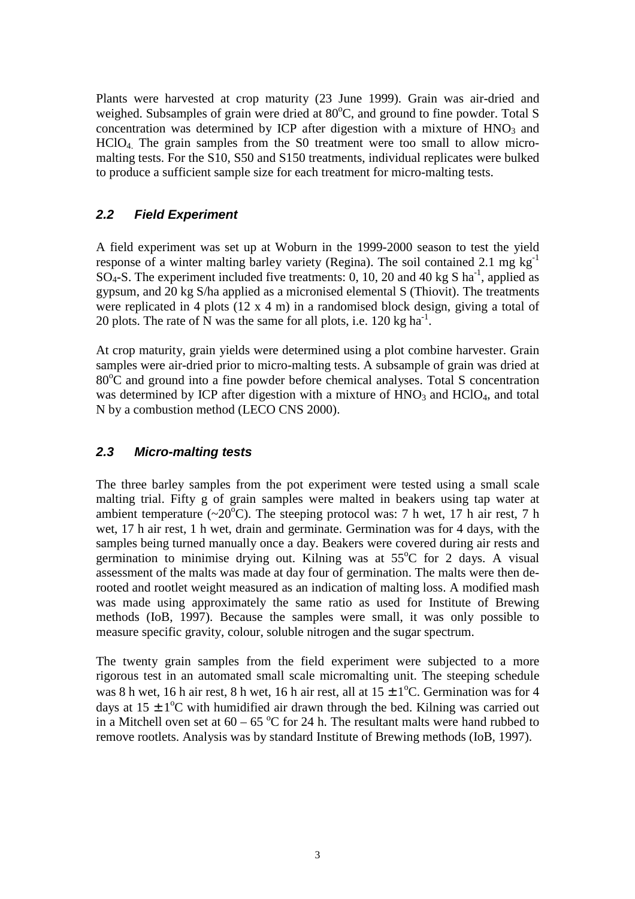Plants were harvested at crop maturity (23 June 1999). Grain was air-dried and weighed. Subsamples of grain were dried at 80$^{o}$C, and ground to fine powder. Total S concentration was determined by ICP after digestion with a mixture of $HNO_3$ and $HClO_4$. The grain samples from the S0 treatment were too small to allow micro-malting tests. For the S10, S50 and S150 treatments, individual replicates were bulked to produce a sufficient sample size for each treatment for micro-malting tests.

### *2.2 Field Experiment*

A field experiment was set up at Woburn in the 1999-2000 season to test the yield response of a winter malting barley variety (Regina). The soil contained 2.1 mg kg$^{-1}$ $SO_4$-S. The experiment included five treatments: 0, 10, 20 and 40 kg S ha$^{-1}$, applied as gypsum, and 20 kg S/ha applied as a micronised elemental S (Thiovit). The treatments were replicated in 4 plots (12 x 4 m) in a randomised block design, giving a total of 20 plots. The rate of N was the same for all plots, i.e. 120 kg ha$^{-1}$.

At crop maturity, grain yields were determined using a plot combine harvester. Grain samples were air-dried prior to micro-malting tests. A subsample of grain was dried at 80$^{o}$C and ground into a fine powder before chemical analyses. Total S concentration was determined by ICP after digestion with a mixture of $HNO_3$ and $HClO_4$, and total N by a combustion method (LECO CNS 2000).

### *2.3 Micro-malting tests*

The three barley samples from the pot experiment were tested using a small scale malting trial. Fifty g of grain samples were malted in beakers using tap water at ambient temperature (~20$^{o}$C). The steeping protocol was: 7 h wet, 17 h air rest, 7 h wet, 17 h air rest, 1 h wet, drain and germinate. Germination was for 4 days, with the samples being turned manually once a day. Beakers were covered during air rests and germination to minimise drying out. Kilning was at 55$^{o}$C for 2 days. A visual assessment of the malts was made at day four of germination. The malts were then de-rooted and rootlet weight measured as an indication of malting loss. A modified mash was made using approximately the same ratio as used for Institute of Brewing methods (IoB, 1997). Because the samples were small, it was only possible to measure specific gravity, colour, soluble nitrogen and the sugar spectrum.

The twenty grain samples from the field experiment were subjected to a more rigorous test in an automated small scale micromalting unit. The steeping schedule was 8 h wet, 16 h air rest, 8 h wet, 16 h air rest, all at 15 ± 1$^{o}$C. Germination was for 4 days at 15 ± 1$^{o}$C with humidified air drawn through the bed. Kilning was carried out in a Mitchell oven set at 60 – 65 $^{o}$C for 24 h. The resultant malts were hand rubbed to remove rootlets. Analysis was by standard Institute of Brewing methods (IoB, 1997).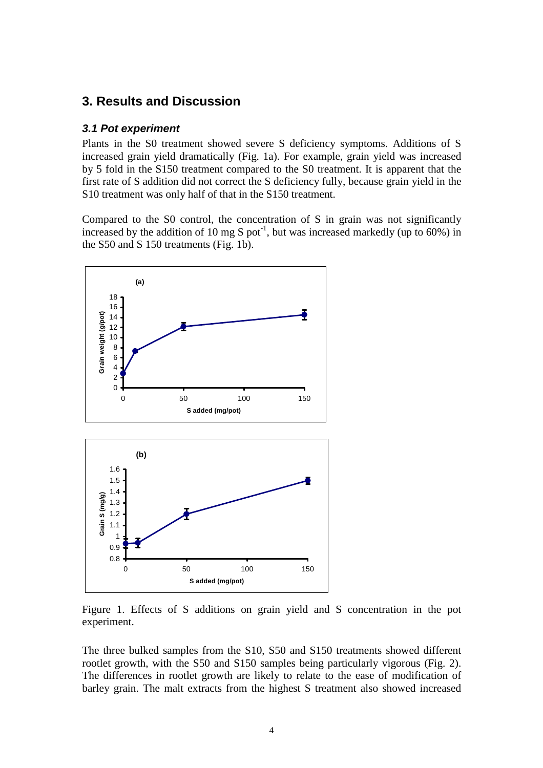## 3. Results and Discussion

### *3.1 Pot experiment*

Plants in the S0 treatment showed severe S deficiency symptoms. Additions of S increased grain yield dramatically (Fig. 1a). For example, grain yield was increased by 5 fold in the S150 treatment compared to the S0 treatment. It is apparent that the first rate of S addition did not correct the S deficiency fully, because grain yield in the S10 treatment was only half of that in the S150 treatment.

Compared to the S0 control, the concentration of S in grain was not significantly increased by the addition of 10 mg S pot$^{-1}$, but was increased markedly (up to 60%) in the S50 and S 150 treatments (Fig. 1b).

(a)

Grain weight (g/pot)

18
16
14
12
10
8
6
4
2
0

0
50
100
150

S added (mg/pot)

(b)

Grain S (mg/g)

1.6
1.5
1.4
1.3
1.2
1.1
1
0.9
0.8

0
50
100
150

S added (mg/pot)

Figure 1. Effects of S additions on grain yield and S concentration in the pot experiment.

The three bulked samples from the S10, S50 and S150 treatments showed different rootlet growth, with the S50 and S150 samples being particularly vigorous (Fig. 2). The differences in rootlet growth are likely to relate to the ease of modification of barley grain. The malt extracts from the highest S treatment also showed increased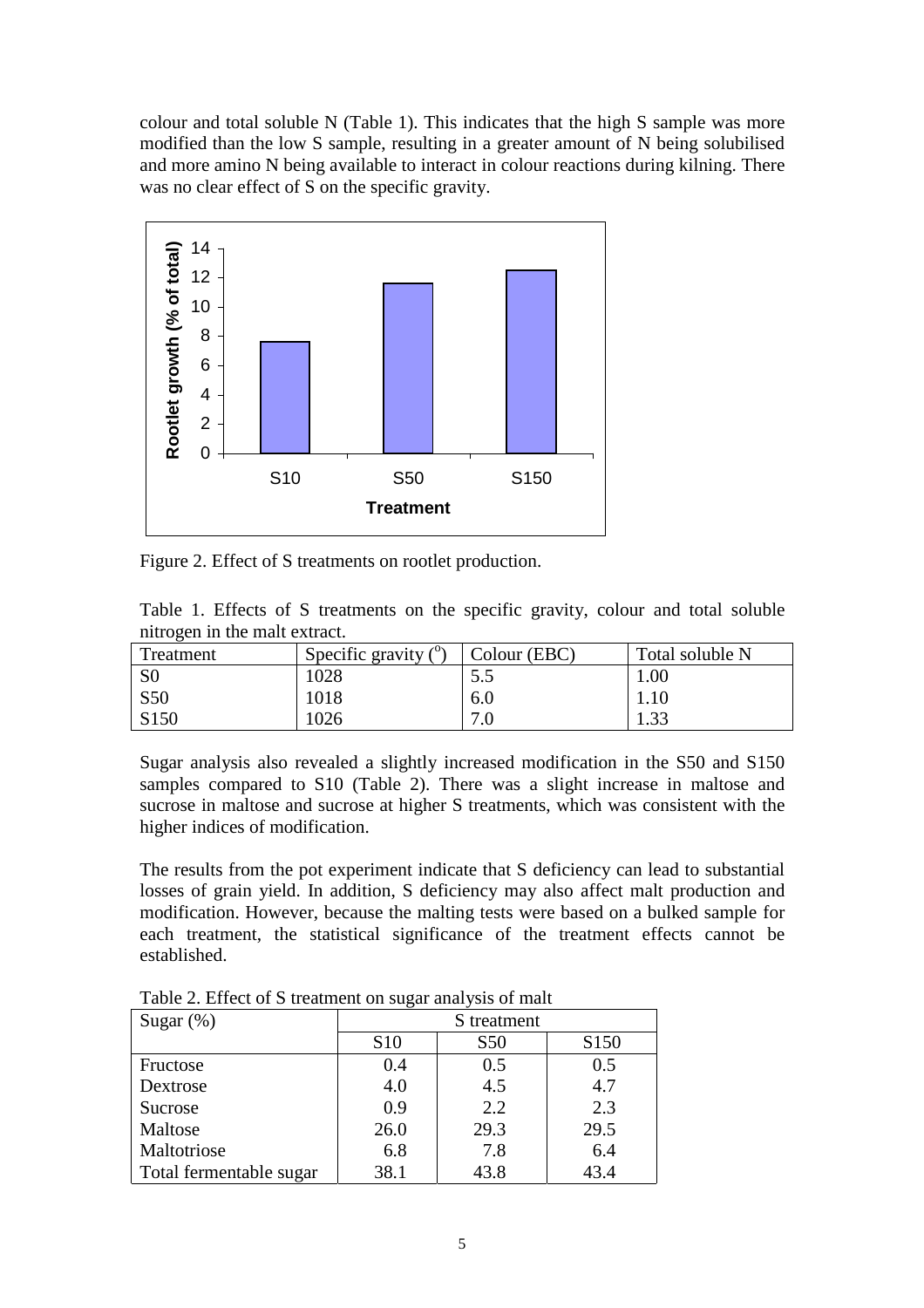colour and total soluble N (Table 1). This indicates that the high S sample was more modified than the low S sample, resulting in a greater amount of N being solubilised and more amino N being available to interact in colour reactions during kilning. There was no clear effect of S on the specific gravity.

Rootlet growth (% of total)
14
12
10
8
6
4
2
0
S10
S50
S150
Treatment

Figure 2. Effect of S treatments on rootlet production.

Table 1. Effects of S treatments on the specific gravity, colour and total soluble nitrogen in the malt extract.

| Treatment | Specific gravity (°) | Colour (EBC) | Total soluble N |
|---|---|---|---|
| S0 | 1028 | 5.5 | 1.00 |
| S50 | 1018 | 6.0 | 1.10 |
| S150 | 1026 | 7.0 | 1.33 |

Sugar analysis also revealed a slightly increased modification in the S50 and S150 samples compared to S10 (Table 2). There was a slight increase in maltose and sucrose in maltose and sucrose at higher S treatments, which was consistent with the higher indices of modification.

The results from the pot experiment indicate that S deficiency can lead to substantial losses of grain yield. In addition, S deficiency may also affect malt production and modification. However, because the malting tests were based on a bulked sample for each treatment, the statistical significance of the treatment effects cannot be established.

Table 2. Effect of S treatment on sugar analysis of malt

| Sugar (%) | S treatment | | |
|---|---|---|---|
| | S10 | S50 | S150 |
| Fructose | 0.4 | 0.5 | 0.5 |
| Dextrose | 4.0 | 4.5 | 4.7 |
| Sucrose | 0.9 | 2.2 | 2.3 |
| Maltose | 26.0 | 29.3 | 29.5 |
| Maltotriose | 6.8 | 7.8 | 6.4 |
| Total fermentable sugar | 38.1 | 43.8 | 43.4 |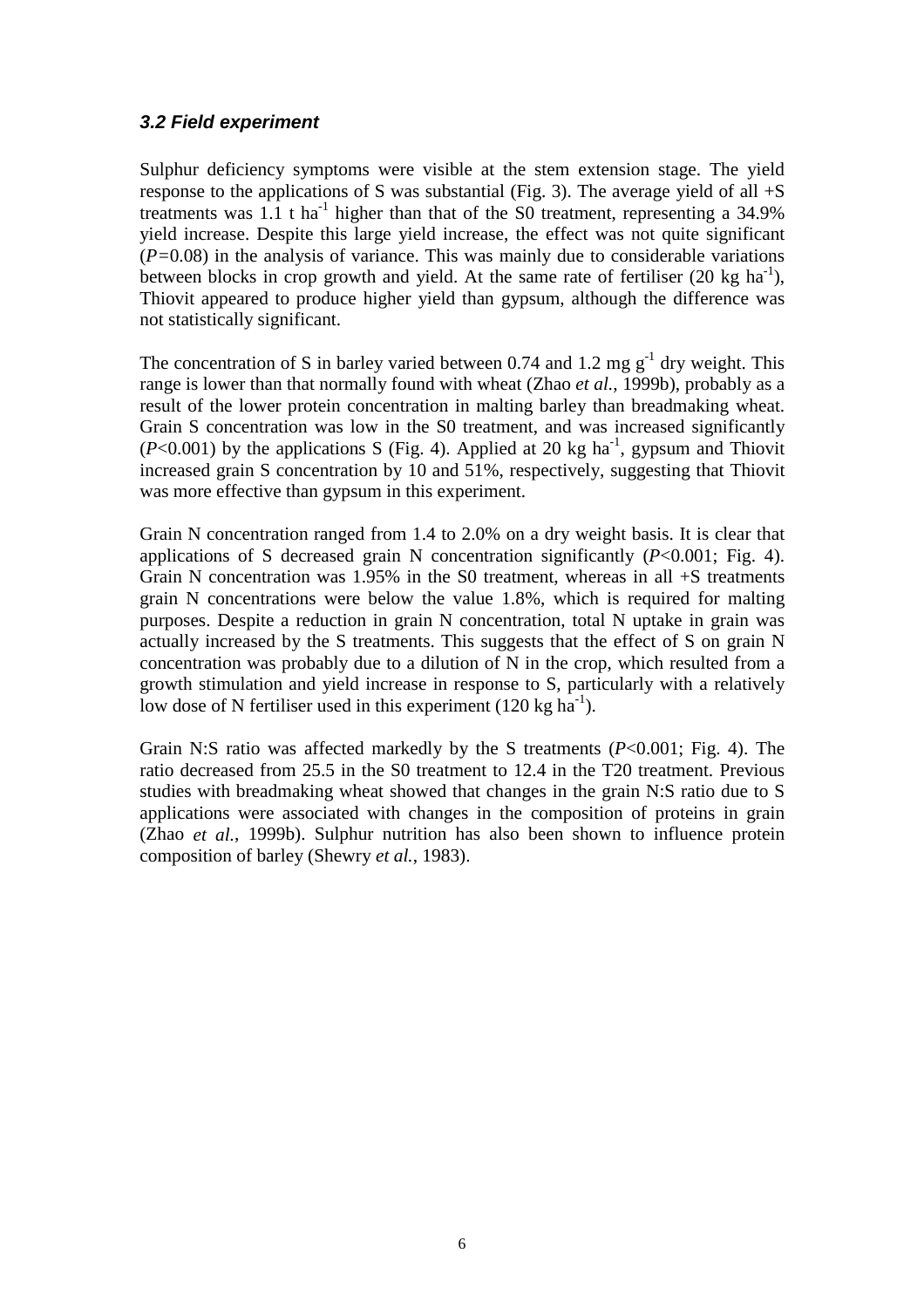### *3.2 Field experiment*

Sulphur deficiency symptoms were visible at the stem extension stage. The yield response to the applications of S was substantial (Fig. 3). The average yield of all +S treatments was 1.1 t $ha^{-1}$ higher than that of the S0 treatment, representing a 34.9% yield increase. Despite this large yield increase, the effect was not quite significant ($P=0.08$) in the analysis of variance. This was mainly due to considerable variations between blocks in crop growth and yield. At the same rate of fertiliser (20 kg $ha^{-1}$), Thiovit appeared to produce higher yield than gypsum, although the difference was not statistically significant.

The concentration of S in barley varied between 0.74 and 1.2 mg $g^{-1}$ dry weight. This range is lower than that normally found with wheat (Zhao *et al.*, 1999b), probably as a result of the lower protein concentration in malting barley than breadmaking wheat. Grain S concentration was low in the S0 treatment, and was increased significantly ($P<0.001$) by the applications S (Fig. 4). Applied at 20 kg $ha^{-1}$, gypsum and Thiovit increased grain S concentration by 10 and 51%, respectively, suggesting that Thiovit was more effective than gypsum in this experiment.

Grain N concentration ranged from 1.4 to 2.0% on a dry weight basis. It is clear that applications of S decreased grain N concentration significantly ($P<0.001$; Fig. 4). Grain N concentration was 1.95% in the S0 treatment, whereas in all +S treatments grain N concentrations were below the value 1.8%, which is required for malting purposes. Despite a reduction in grain N concentration, total N uptake in grain was actually increased by the S treatments. This suggests that the effect of S on grain N concentration was probably due to a dilution of N in the crop, which resulted from a growth stimulation and yield increase in response to S, particularly with a relatively low dose of N fertiliser used in this experiment (120 kg $ha^{-1}$).

Grain N:S ratio was affected markedly by the S treatments ($P<0.001$; Fig. 4). The ratio decreased from 25.5 in the S0 treatment to 12.4 in the T20 treatment. Previous studies with breadmaking wheat showed that changes in the grain N:S ratio due to S applications were associated with changes in the composition of proteins in grain (Zhao *et al.*, 1999b). Sulphur nutrition has also been shown to influence protein composition of barley (Shewry *et al.*, 1983).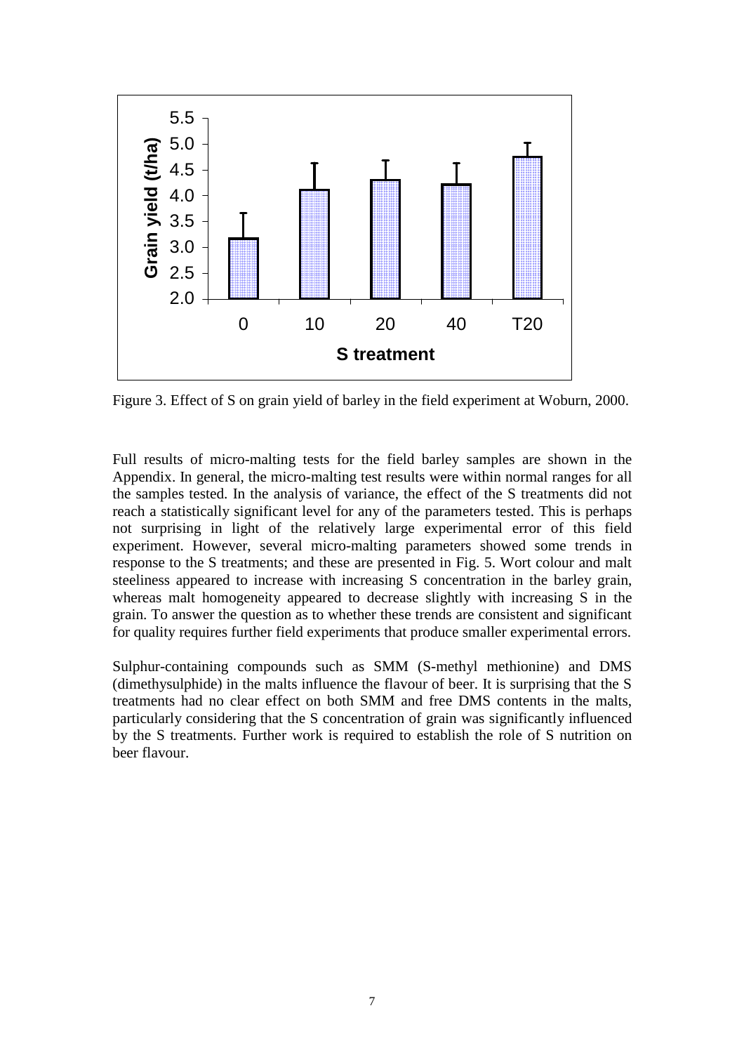5.5
5.0
4.5
4.0
3.5
3.0
2.5
2.0

Grain yield (t/ha)

0
10
20
40
T20

S treatment

Figure 3. Effect of S on grain yield of barley in the field experiment at Woburn, 2000.

Full results of micro-malting tests for the field barley samples are shown in the Appendix. In general, the micro-malting test results were within normal ranges for all the samples tested. In the analysis of variance, the effect of the S treatments did not reach a statistically significant level for any of the parameters tested. This is perhaps not surprising in light of the relatively large experimental error of this field experiment. However, several micro-malting parameters showed some trends in response to the S treatments; and these are presented in Fig. 5. Wort colour and malt steeliness appeared to increase with increasing S concentration in the barley grain, whereas malt homogeneity appeared to decrease slightly with increasing S in the grain. To answer the question as to whether these trends are consistent and significant for quality requires further field experiments that produce smaller experimental errors.

Sulphur-containing compounds such as SMM (S-methyl methionine) and DMS (dimethysulphide) in the malts influence the flavour of beer. It is surprising that the S treatments had no clear effect on both SMM and free DMS contents in the malts, particularly considering that the S concentration of grain was significantly influenced by the S treatments. Further work is required to establish the role of S nutrition on beer flavour.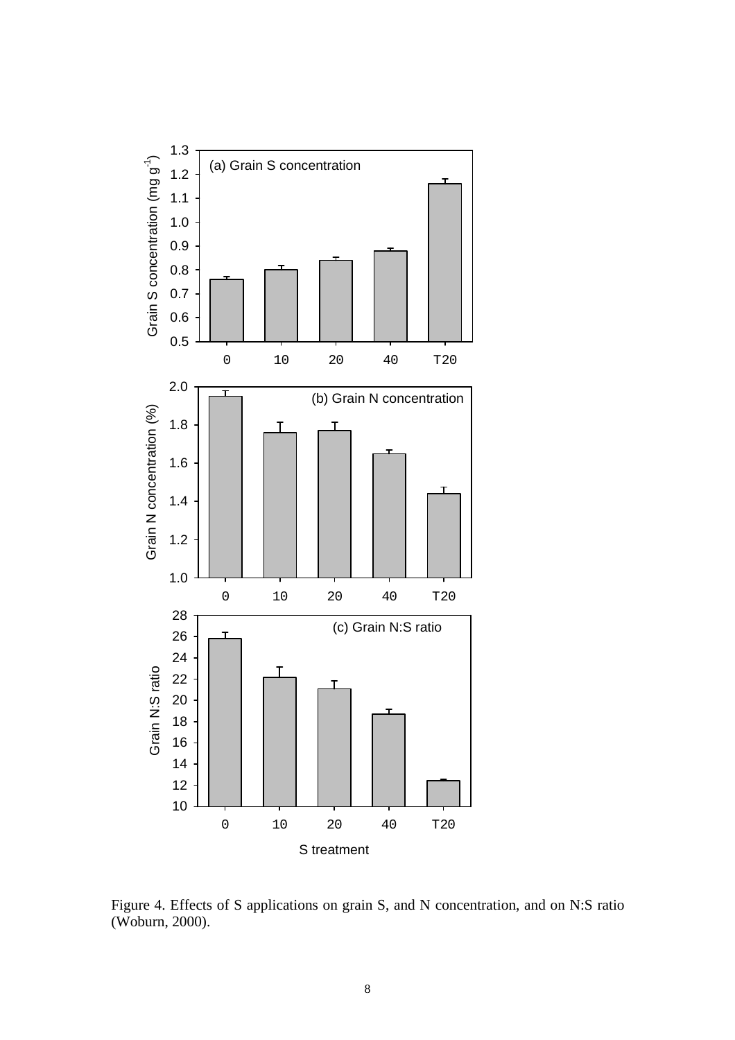(a) Grain S concentration

Grain S concentration (mg g$^{-1}$)

1.3
1.2
1.1
1.0
0.9
0.8
0.7
0.6
0.5

0 10 20 40 T20

(b) Grain N concentration

Grain N concentration (%)

2.0
1.8
1.6
1.4
1.2
1.0

0 10 20 40 T20

(c) Grain N:S ratio

Grain N:S ratio

28
26
24
22
20
18
16
14
12
10

0 10 20 40 T20

S treatment

Figure 4. Effects of S applications on grain S, and N concentration, and on N:S ratio (Woburn, 2000).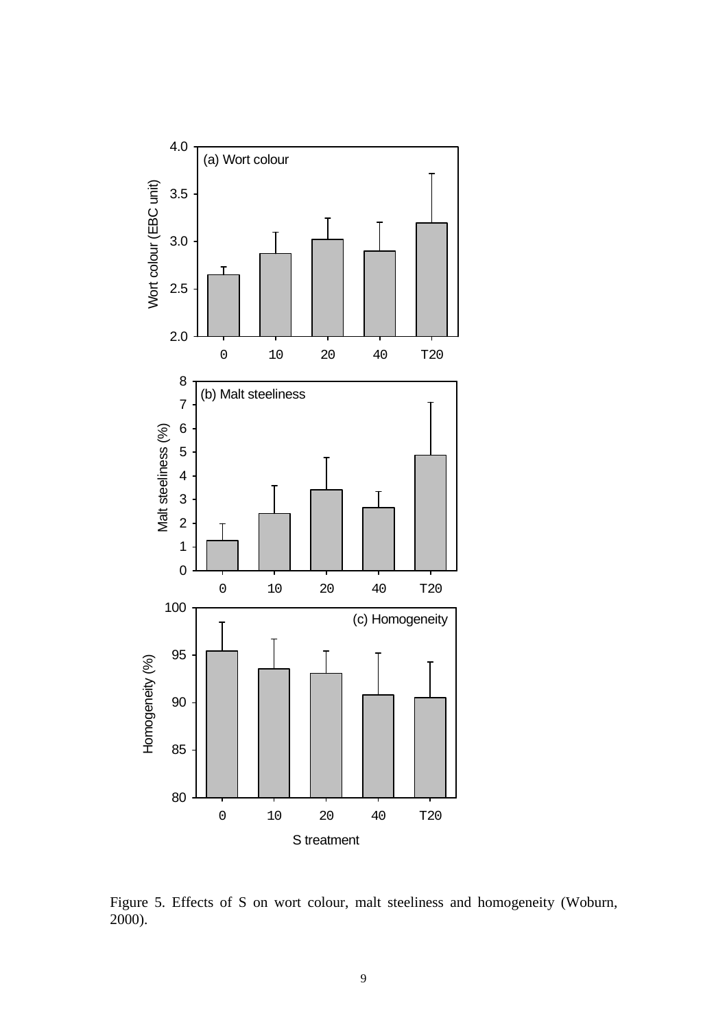(a) Wort colour

Wort colour (EBC unit)

4.0
3.5
3.0
2.5
2.0

0 10 20 40 T20

(b) Malt steeliness

Malt steeliness (%)

8
7
6
5
4
3
2
1
0

0 10 20 40 T20

(c) Homogeneity

Homogeneity (%)

100
95
90
85
80

0 10 20 40 T20

S treatment

Figure 5. Effects of S on wort colour, malt steeliness and homogeneity (Woburn, 2000).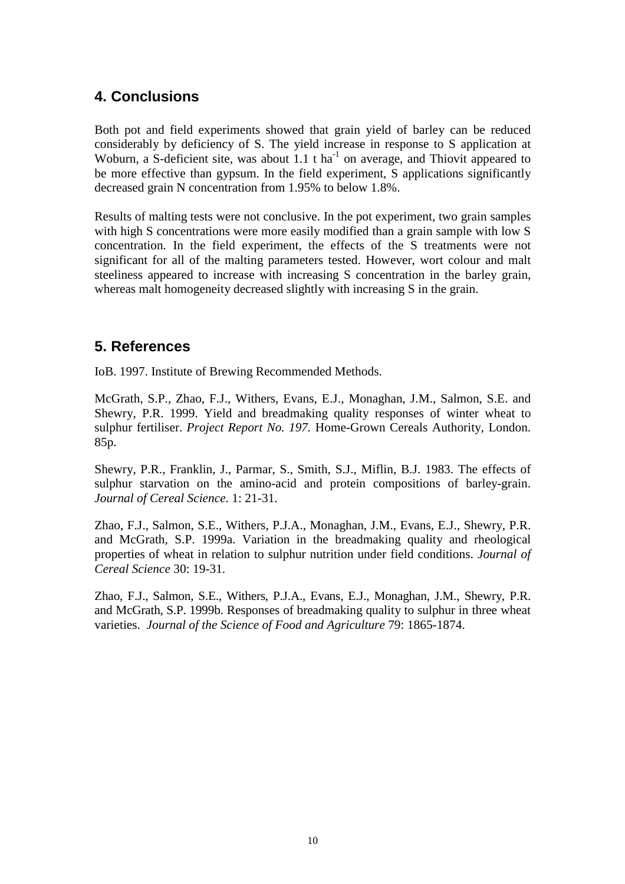## 4. Conclusions

Both pot and field experiments showed that grain yield of barley can be reduced considerably by deficiency of S. The yield increase in response to S application at Woburn, a S-deficient site, was about 1.1 t $ha^{-1}$ on average, and Thiovit appeared to be more effective than gypsum. In the field experiment, S applications significantly decreased grain N concentration from 1.95% to below 1.8%.

Results of malting tests were not conclusive. In the pot experiment, two grain samples with high S concentrations were more easily modified than a grain sample with low S concentration. In the field experiment, the effects of the S treatments were not significant for all of the malting parameters tested. However, wort colour and malt steeliness appeared to increase with increasing S concentration in the barley grain, whereas malt homogeneity decreased slightly with increasing S in the grain.

## 5. References

IoB. 1997. Institute of Brewing Recommended Methods.

McGrath, S.P., Zhao, F.J., Withers, Evans, E.J., Monaghan, J.M., Salmon, S.E. and Shewry, P.R. 1999. Yield and breadmaking quality responses of winter wheat to sulphur fertiliser. *Project Report No. 197.* Home-Grown Cereals Authority, London. 85p.

Shewry, P.R., Franklin, J., Parmar, S., Smith, S.J., Miflin, B.J. 1983. The effects of sulphur starvation on the amino-acid and protein compositions of barley-grain. *Journal of Cereal Science.* 1: 21-31.

Zhao, F.J., Salmon, S.E., Withers, P.J.A., Monaghan, J.M., Evans, E.J., Shewry, P.R. and McGrath, S.P. 1999a. Variation in the breadmaking quality and rheological properties of wheat in relation to sulphur nutrition under field conditions. *Journal of Cereal Science* 30: 19-31.

Zhao, F.J., Salmon, S.E., Withers, P.J.A., Evans, E.J., Monaghan, J.M., Shewry, P.R. and McGrath, S.P. 1999b. Responses of breadmaking quality to sulphur in three wheat varieties. *Journal of the Science of Food and Agriculture* 79: 1865-1874.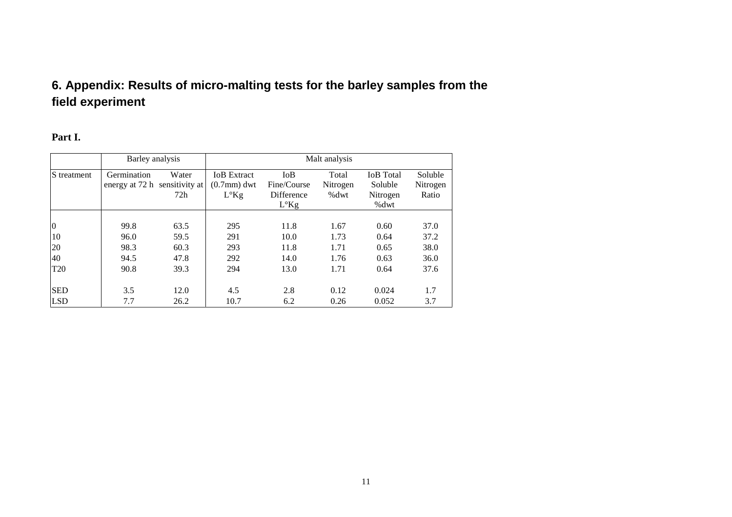## 6. Appendix: Results of micro-malting tests for the barley samples from the field experiment

**Part I.**

| | Barley analysis | | Malt analysis | | | | |
|---|---|---|---|---|---|---|---|
| S treatment | Germination energy at 72 h | Water sensitivity at 72h | IoB Extract (0.7mm) dwt L°Kg | IoB Fine/Course Difference L°Kg | Total Nitrogen %dwt | IoB Total Soluble Nitrogen %dwt | Soluble Nitrogen Ratio |
| 0 | 99.8 | 63.5 | 295 | 11.8 | 1.67 | 0.60 | 37.0 |
| 10 | 96.0 | 59.5 | 291 | 10.0 | 1.73 | 0.64 | 37.2 |
| 20 | 98.3 | 60.3 | 293 | 11.8 | 1.71 | 0.65 | 38.0 |
| 40 | 94.5 | 47.8 | 292 | 14.0 | 1.76 | 0.63 | 36.0 |
| T20 | 90.8 | 39.3 | 294 | 13.0 | 1.71 | 0.64 | 37.6 |
| SED | 3.5 | 12.0 | 4.5 | 2.8 | 0.12 | 0.024 | 1.7 |
| LSD | 7.7 | 26.2 | 10.7 | 6.2 | 0.26 | 0.052 | 3.7 |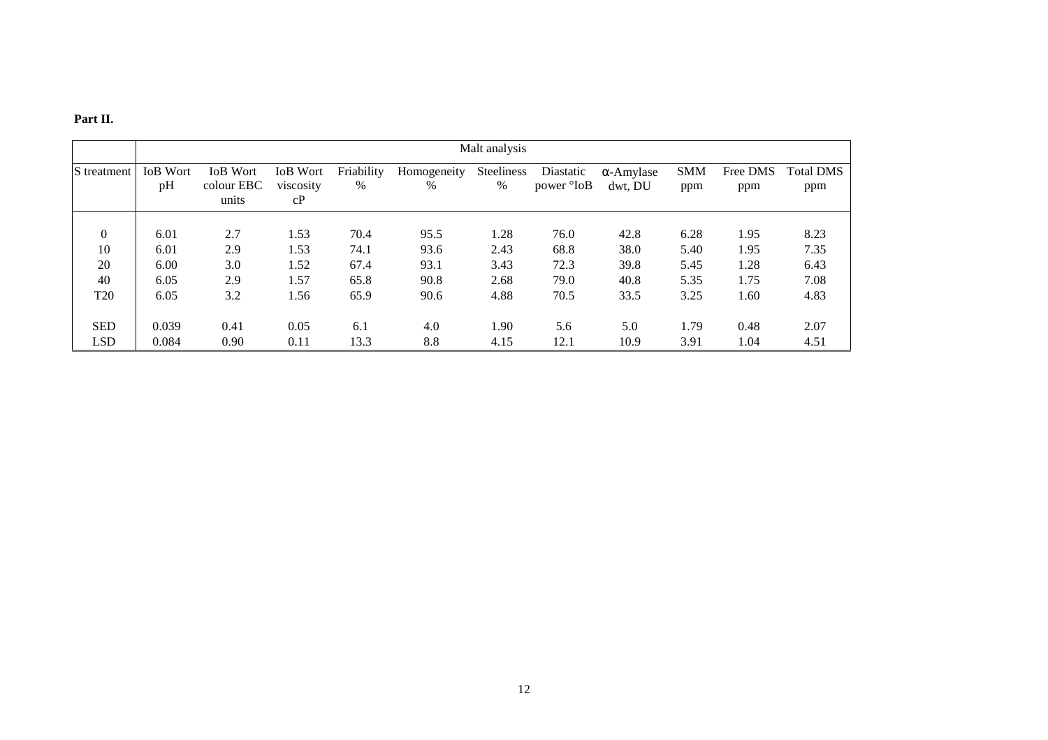**Part II.**

| | Malt analysis | | | | | | | | | | |
|---|---|---|---|---|---|---|---|---|---|---|---|
| S treatment | IoB Wort pH | IoB Wort colour EBC units | IoB Wort viscosity cP | Friability % | Homogeneity % | Steeliness % | Diastatic power °IoB | α-Amylase dwt, DU | SMM ppm | Free DMS ppm | Total DMS ppm |
| 0 | 6.01 | 2.7 | 1.53 | 70.4 | 95.5 | 1.28 | 76.0 | 42.8 | 6.28 | 1.95 | 8.23 |
| 10 | 6.01 | 2.9 | 1.53 | 74.1 | 93.6 | 2.43 | 68.8 | 38.0 | 5.40 | 1.95 | 7.35 |
| 20 | 6.00 | 3.0 | 1.52 | 67.4 | 93.1 | 3.43 | 72.3 | 39.8 | 5.45 | 1.28 | 6.43 |
| 40 | 6.05 | 2.9 | 1.57 | 65.8 | 90.8 | 2.68 | 79.0 | 40.8 | 5.35 | 1.75 | 7.08 |
| T20 | 6.05 | 3.2 | 1.56 | 65.9 | 90.6 | 4.88 | 70.5 | 33.5 | 3.25 | 1.60 | 4.83 |
| SED | 0.039 | 0.41 | 0.05 | 6.1 | 4.0 | 1.90 | 5.6 | 5.0 | 1.79 | 0.48 | 2.07 |
| LSD | 0.084 | 0.90 | 0.11 | 13.3 | 8.8 | 4.15 | 12.1 | 10.9 | 3.91 | 1.04 | 4.51 |